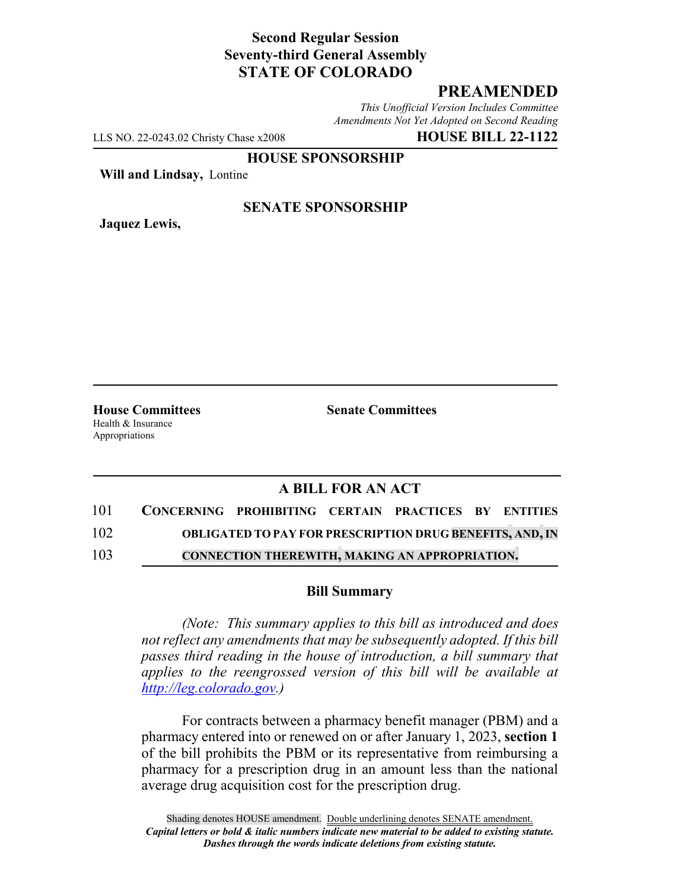**Second Regular Session**
**Seventy-third General Assembly**
**STATE OF COLORADO**

## PREAMENDED

*This Unofficial Version Includes Committee Amendments Not Yet Adopted on Second Reading*

LLS NO. 22-0243.02 Christy Chase x2008 **HOUSE BILL 22-1122**

**HOUSE SPONSORSHIP**

**Will and Lindsay,** Lontine

**SENATE SPONSORSHIP**

**Jaquez Lewis,**

**House Committees**
Health & Insurance
Appropriations

**Senate Committees**

## A BILL FOR AN ACT

101 **CONCERNING PROHIBITING CERTAIN PRACTICES BY ENTITIES**
102 **OBLIGATED TO PAY FOR PRESCRIPTION DRUG BENEFITS, AND, IN**
103 **CONNECTION THEREWITH, MAKING AN APPROPRIATION.**

### Bill Summary

*(Note: This summary applies to this bill as introduced and does not reflect any amendments that may be subsequently adopted. If this bill passes third reading in the house of introduction, a bill summary that applies to the reengrossed version of this bill will be available at http://leg.colorado.gov.)*

For contracts between a pharmacy benefit manager (PBM) and a pharmacy entered into or renewed on or after January 1, 2023, **section 1** of the bill prohibits the PBM or its representative from reimbursing a pharmacy for a prescription drug in an amount less than the national average drug acquisition cost for the prescription drug.

Shading denotes HOUSE amendment. Double underlining denotes SENATE amendment.
*Capital letters or bold & italic numbers indicate new material to be added to existing statute.*
*Dashes through the words indicate deletions from existing statute.*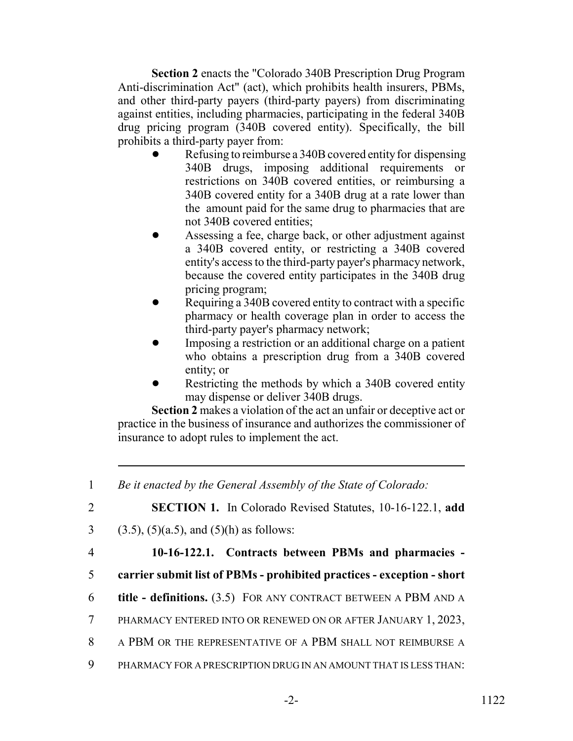**Section 2** enacts the "Colorado 340B Prescription Drug Program Anti-discrimination Act" (act), which prohibits health insurers, PBMs, and other third-party payers (third-party payers) from discriminating against entities, including pharmacies, participating in the federal 340B drug pricing program (340B covered entity). Specifically, the bill prohibits a third-party payer from:

- Refusing to reimburse a 340B covered entity for dispensing 340B drugs, imposing additional requirements or restrictions on 340B covered entities, or reimbursing a 340B covered entity for a 340B drug at a rate lower than the amount paid for the same drug to pharmacies that are not 340B covered entities;
- Assessing a fee, charge back, or other adjustment against a 340B covered entity, or restricting a 340B covered entity's access to the third-party payer's pharmacy network, because the covered entity participates in the 340B drug pricing program;
- Requiring a 340B covered entity to contract with a specific pharmacy or health coverage plan in order to access the third-party payer's pharmacy network;
- Imposing a restriction or an additional charge on a patient who obtains a prescription drug from a 340B covered entity; or
- Restricting the methods by which a 340B covered entity may dispense or deliver 340B drugs.

**Section 2** makes a violation of the act an unfair or deceptive act or practice in the business of insurance and authorizes the commissioner of insurance to adopt rules to implement the act.

---

1 *Be it enacted by the General Assembly of the State of Colorado:*

2 **SECTION 1.** In Colorado Revised Statutes, 10-16-122.1, **add**
3 (3.5), (5)(a.5), and (5)(h) as follows:

4 **10-16-122.1. Contracts between PBMs and pharmacies -**
5 **carrier submit list of PBMs - prohibited practices - exception - short**
6 **title - definitions.** (3.5) FOR ANY CONTRACT BETWEEN A PBM AND A
7 PHARMACY ENTERED INTO OR RENEWED ON OR AFTER JANUARY 1, 2023,
8 A PBM OR THE REPRESENTATIVE OF A PBM SHALL NOT REIMBURSE A
9 PHARMACY FOR A PRESCRIPTION DRUG IN AN AMOUNT THAT IS LESS THAN: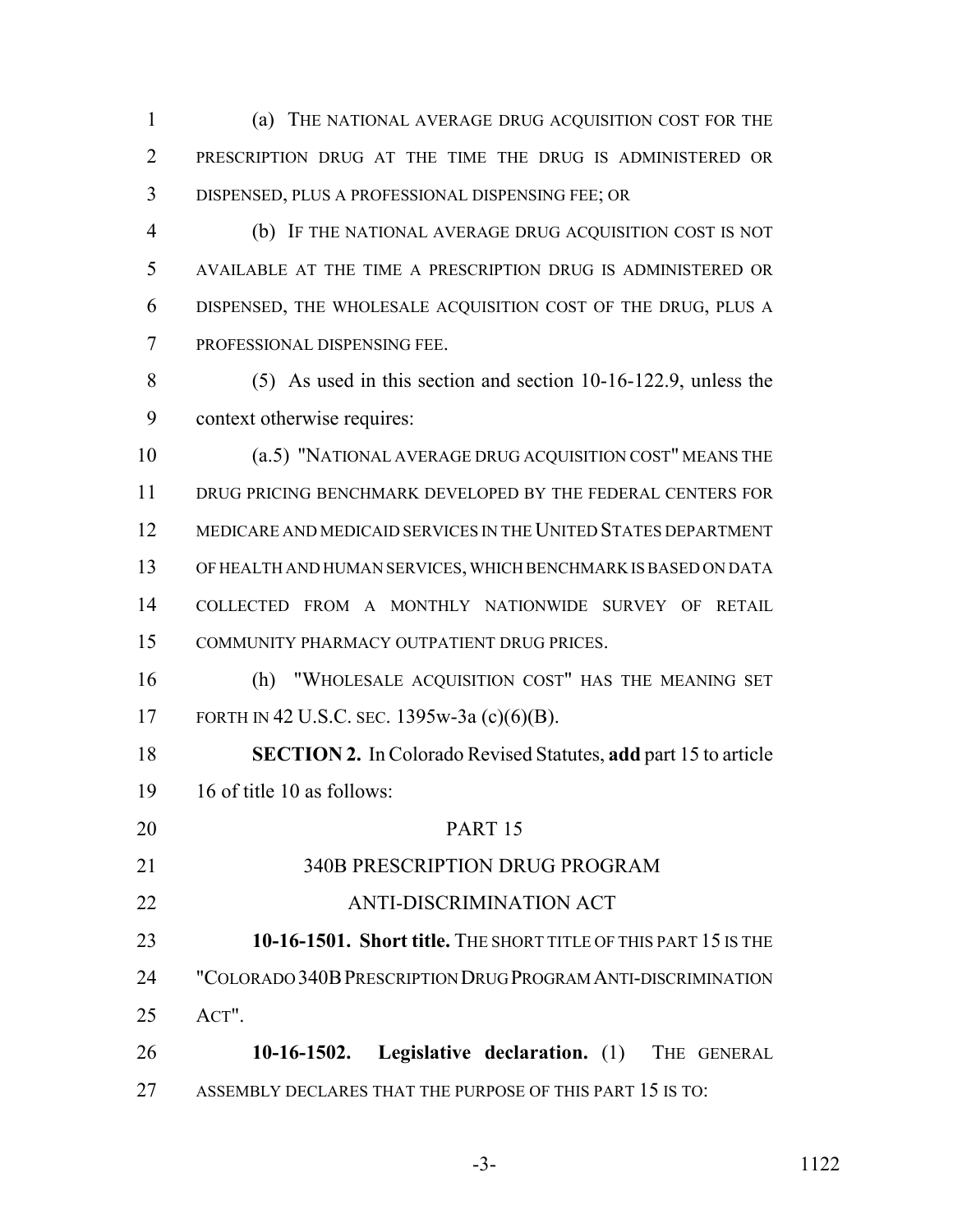(a) THE NATIONAL AVERAGE DRUG ACQUISITION COST FOR THE PRESCRIPTION DRUG AT THE TIME THE DRUG IS ADMINISTERED OR DISPENSED, PLUS A PROFESSIONAL DISPENSING FEE; OR

(b) IF THE NATIONAL AVERAGE DRUG ACQUISITION COST IS NOT AVAILABLE AT THE TIME A PRESCRIPTION DRUG IS ADMINISTERED OR DISPENSED, THE WHOLESALE ACQUISITION COST OF THE DRUG, PLUS A PROFESSIONAL DISPENSING FEE.

(5) As used in this section and section 10-16-122.9, unless the context otherwise requires:

(a.5) "NATIONAL AVERAGE DRUG ACQUISITION COST" MEANS THE DRUG PRICING BENCHMARK DEVELOPED BY THE FEDERAL CENTERS FOR MEDICARE AND MEDICAID SERVICES IN THE UNITED STATES DEPARTMENT OF HEALTH AND HUMAN SERVICES, WHICH BENCHMARK IS BASED ON DATA COLLECTED FROM A MONTHLY NATIONWIDE SURVEY OF RETAIL COMMUNITY PHARMACY OUTPATIENT DRUG PRICES.

(h) "WHOLESALE ACQUISITION COST" HAS THE MEANING SET FORTH IN 42 U.S.C. SEC. 1395w-3a (c)(6)(B).

**SECTION 2.** In Colorado Revised Statutes, **add** part 15 to article 16 of title 10 as follows:

PART 15

340B PRESCRIPTION DRUG PROGRAM ANTI-DISCRIMINATION ACT

**10-16-1501. Short title.** THE SHORT TITLE OF THIS PART 15 IS THE "COLORADO 340B PRESCRIPTION DRUG PROGRAM ANTI-DISCRIMINATION ACT".

**10-16-1502. Legislative declaration.** (1) THE GENERAL ASSEMBLY DECLARES THAT THE PURPOSE OF THIS PART 15 IS TO: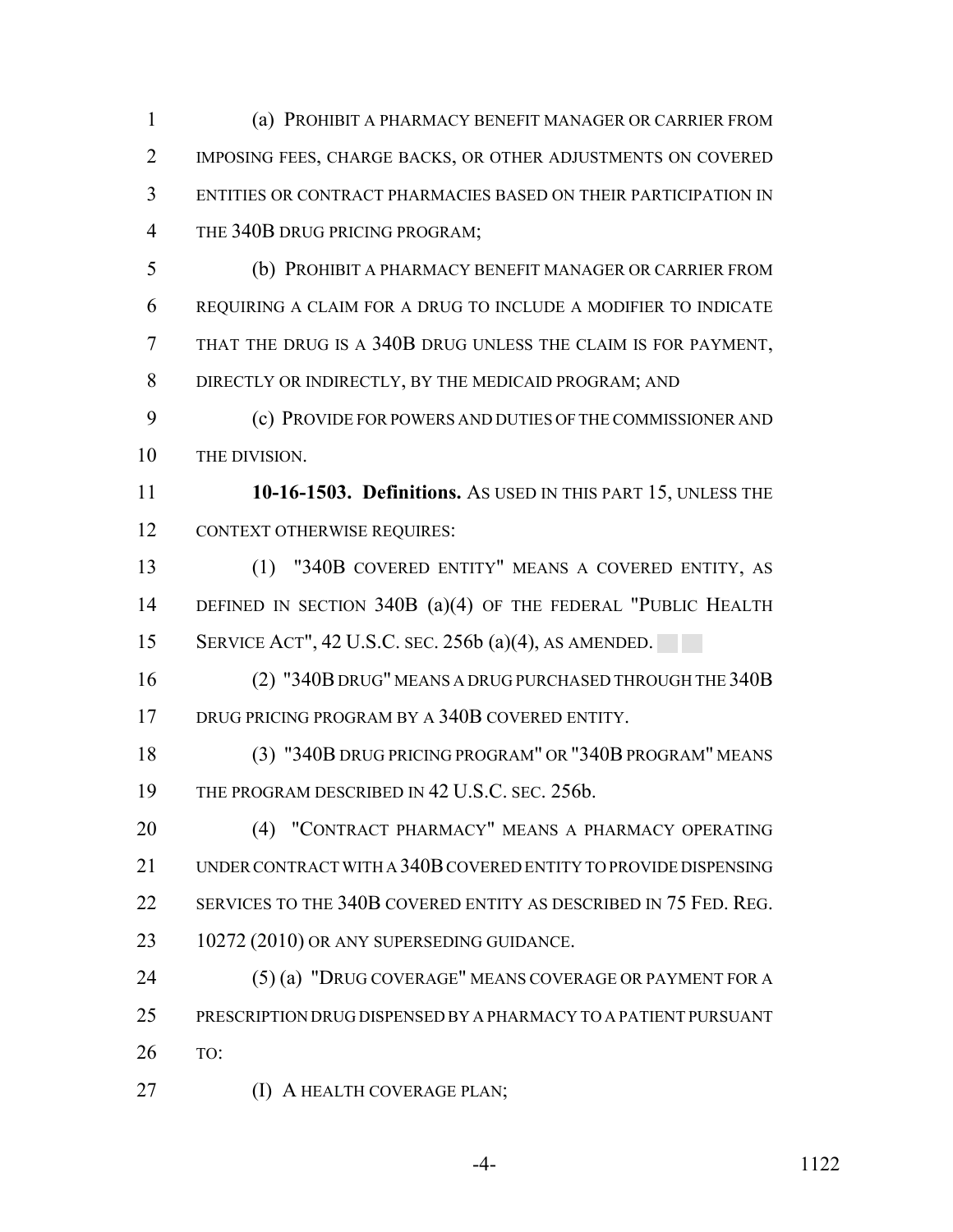(a) PROHIBIT A PHARMACY BENEFIT MANAGER OR CARRIER FROM IMPOSING FEES, CHARGE BACKS, OR OTHER ADJUSTMENTS ON COVERED ENTITIES OR CONTRACT PHARMACIES BASED ON THEIR PARTICIPATION IN THE 340B DRUG PRICING PROGRAM;

(b) PROHIBIT A PHARMACY BENEFIT MANAGER OR CARRIER FROM REQUIRING A CLAIM FOR A DRUG TO INCLUDE A MODIFIER TO INDICATE THAT THE DRUG IS A 340B DRUG UNLESS THE CLAIM IS FOR PAYMENT, DIRECTLY OR INDIRECTLY, BY THE MEDICAID PROGRAM; AND

(c) PROVIDE FOR POWERS AND DUTIES OF THE COMMISSIONER AND THE DIVISION.

**10-16-1503. Definitions.** AS USED IN THIS PART 15, UNLESS THE CONTEXT OTHERWISE REQUIRES:

(1) "340B COVERED ENTITY" MEANS A COVERED ENTITY, AS DEFINED IN SECTION 340B (a)(4) OF THE FEDERAL "PUBLIC HEALTH SERVICE ACT", 42 U.S.C. SEC. 256b (a)(4), AS AMENDED.

(2) "340B DRUG" MEANS A DRUG PURCHASED THROUGH THE 340B DRUG PRICING PROGRAM BY A 340B COVERED ENTITY.

(3) "340B DRUG PRICING PROGRAM" OR "340B PROGRAM" MEANS THE PROGRAM DESCRIBED IN 42 U.S.C. SEC. 256b.

(4) "CONTRACT PHARMACY" MEANS A PHARMACY OPERATING UNDER CONTRACT WITH A 340B COVERED ENTITY TO PROVIDE DISPENSING SERVICES TO THE 340B COVERED ENTITY AS DESCRIBED IN 75 FED. REG. 10272 (2010) OR ANY SUPERSEDING GUIDANCE.

(5) (a) "DRUG COVERAGE" MEANS COVERAGE OR PAYMENT FOR A PRESCRIPTION DRUG DISPENSED BY A PHARMACY TO A PATIENT PURSUANT TO:

(I) A HEALTH COVERAGE PLAN;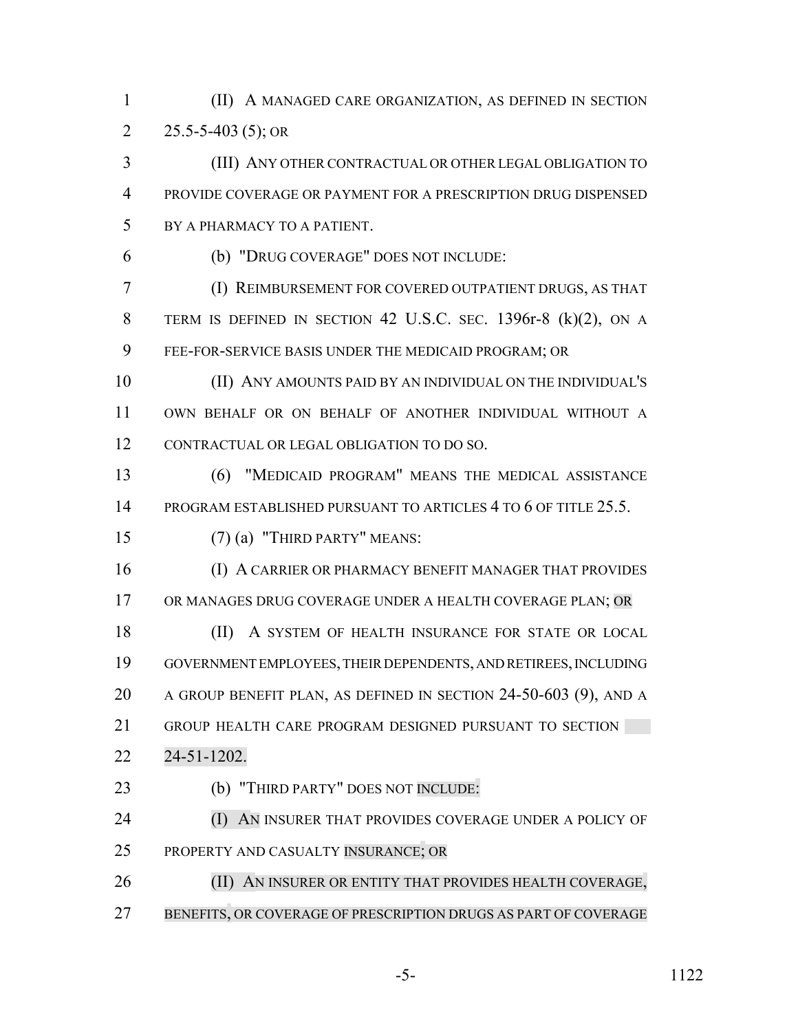(II) A MANAGED CARE ORGANIZATION, AS DEFINED IN SECTION 25.5-5-403 (5); OR

(III) ANY OTHER CONTRACTUAL OR OTHER LEGAL OBLIGATION TO PROVIDE COVERAGE OR PAYMENT FOR A PRESCRIPTION DRUG DISPENSED BY A PHARMACY TO A PATIENT.

(b) "DRUG COVERAGE" DOES NOT INCLUDE:

(I) REIMBURSEMENT FOR COVERED OUTPATIENT DRUGS, AS THAT TERM IS DEFINED IN SECTION 42 U.S.C. SEC. 1396r-8 (k)(2), ON A FEE-FOR-SERVICE BASIS UNDER THE MEDICAID PROGRAM; OR

(II) ANY AMOUNTS PAID BY AN INDIVIDUAL ON THE INDIVIDUAL'S OWN BEHALF OR ON BEHALF OF ANOTHER INDIVIDUAL WITHOUT A CONTRACTUAL OR LEGAL OBLIGATION TO DO SO.

(6) "MEDICAID PROGRAM" MEANS THE MEDICAL ASSISTANCE PROGRAM ESTABLISHED PURSUANT TO ARTICLES 4 TO 6 OF TITLE 25.5.

(7) (a) "THIRD PARTY" MEANS:

(I) A CARRIER OR PHARMACY BENEFIT MANAGER THAT PROVIDES OR MANAGES DRUG COVERAGE UNDER A HEALTH COVERAGE PLAN; OR

(II) A SYSTEM OF HEALTH INSURANCE FOR STATE OR LOCAL GOVERNMENT EMPLOYEES, THEIR DEPENDENTS, AND RETIREES, INCLUDING A GROUP BENEFIT PLAN, AS DEFINED IN SECTION 24-50-603 (9), AND A GROUP HEALTH CARE PROGRAM DESIGNED PURSUANT TO SECTION 24-51-1202.

(b) "THIRD PARTY" DOES NOT INCLUDE:

(I) AN INSURER THAT PROVIDES COVERAGE UNDER A POLICY OF PROPERTY AND CASUALTY INSURANCE; OR

(II) AN INSURER OR ENTITY THAT PROVIDES HEALTH COVERAGE, BENEFITS, OR COVERAGE OF PRESCRIPTION DRUGS AS PART OF COVERAGE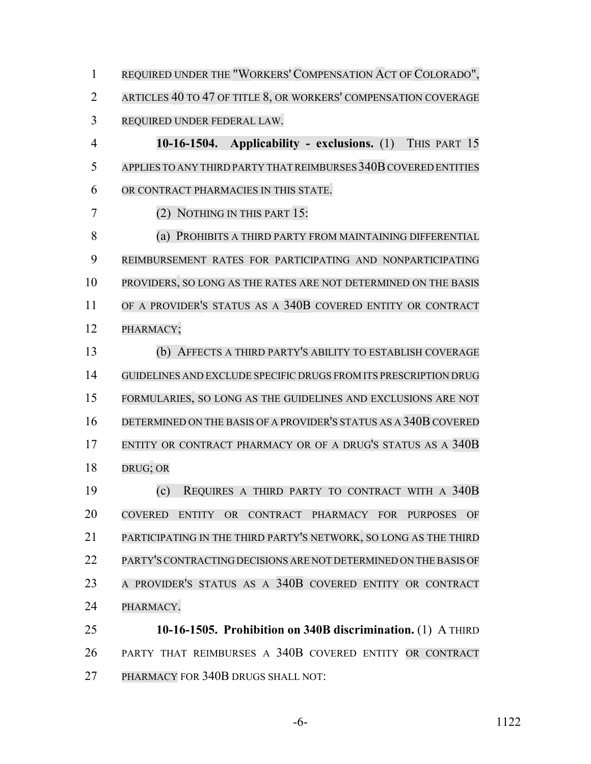REQUIRED UNDER THE "WORKERS' COMPENSATION ACT OF COLORADO", ARTICLES 40 TO 47 OF TITLE 8, OR WORKERS' COMPENSATION COVERAGE REQUIRED UNDER FEDERAL LAW.

**10-16-1504. Applicability - exclusions.** (1) THIS PART 15 APPLIES TO ANY THIRD PARTY THAT REIMBURSES 340B COVERED ENTITIES OR CONTRACT PHARMACIES IN THIS STATE.

(2) NOTHING IN THIS PART 15:

(a) PROHIBITS A THIRD PARTY FROM MAINTAINING DIFFERENTIAL REIMBURSEMENT RATES FOR PARTICIPATING AND NONPARTICIPATING PROVIDERS, SO LONG AS THE RATES ARE NOT DETERMINED ON THE BASIS OF A PROVIDER'S STATUS AS A 340B COVERED ENTITY OR CONTRACT PHARMACY;

(b) AFFECTS A THIRD PARTY'S ABILITY TO ESTABLISH COVERAGE GUIDELINES AND EXCLUDE SPECIFIC DRUGS FROM ITS PRESCRIPTION DRUG FORMULARIES, SO LONG AS THE GUIDELINES AND EXCLUSIONS ARE NOT DETERMINED ON THE BASIS OF A PROVIDER'S STATUS AS A 340B COVERED ENTITY OR CONTRACT PHARMACY OR OF A DRUG'S STATUS AS A 340B DRUG; OR

(c) REQUIRES A THIRD PARTY TO CONTRACT WITH A 340B COVERED ENTITY OR CONTRACT PHARMACY FOR PURPOSES OF PARTICIPATING IN THE THIRD PARTY'S NETWORK, SO LONG AS THE THIRD PARTY'S CONTRACTING DECISIONS ARE NOT DETERMINED ON THE BASIS OF A PROVIDER'S STATUS AS A 340B COVERED ENTITY OR CONTRACT PHARMACY.

**10-16-1505. Prohibition on 340B discrimination.** (1) A THIRD PARTY THAT REIMBURSES A 340B COVERED ENTITY OR CONTRACT PHARMACY FOR 340B DRUGS SHALL NOT: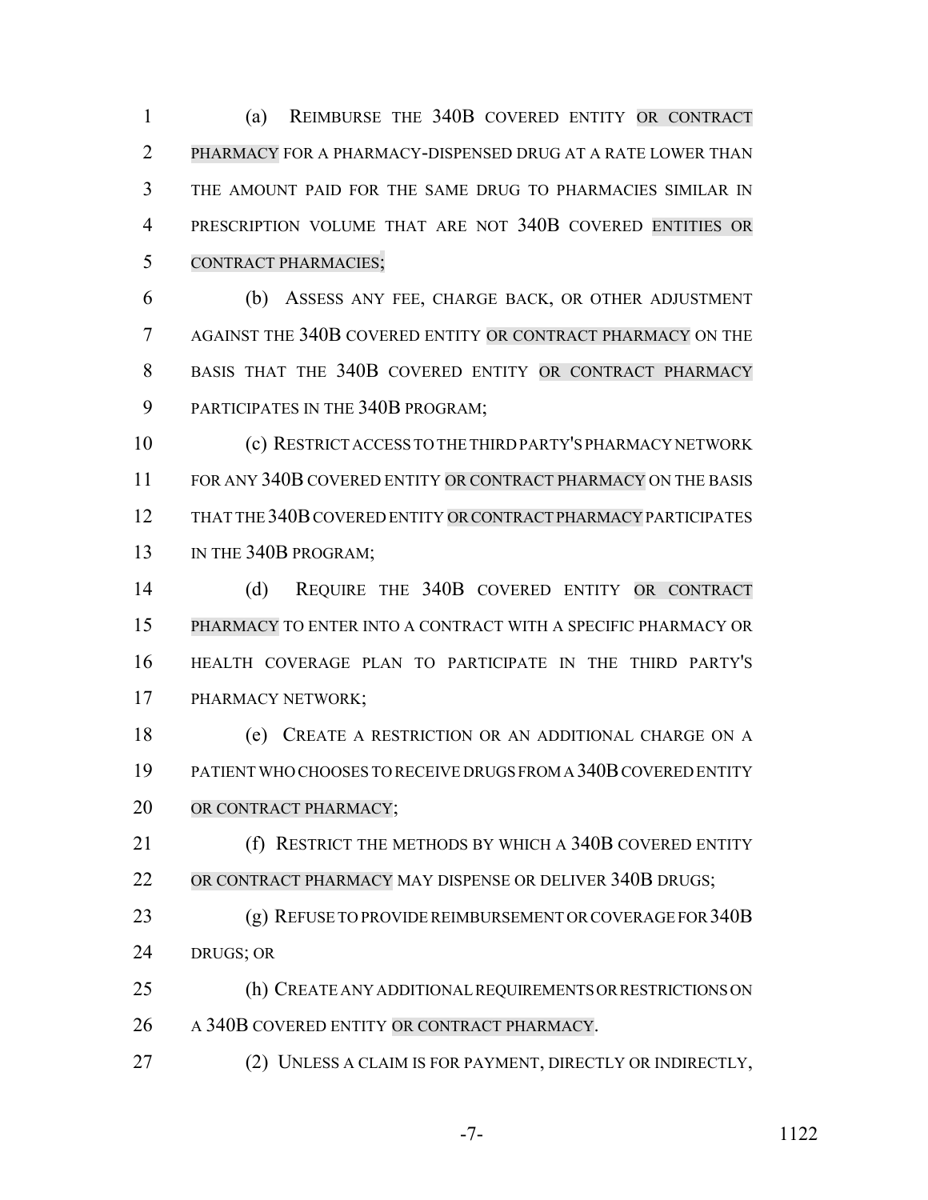(a) REIMBURSE THE 340B COVERED ENTITY OR CONTRACT PHARMACY FOR A PHARMACY-DISPENSED DRUG AT A RATE LOWER THAN THE AMOUNT PAID FOR THE SAME DRUG TO PHARMACIES SIMILAR IN PRESCRIPTION VOLUME THAT ARE NOT 340B COVERED ENTITIES OR CONTRACT PHARMACIES;

(b) ASSESS ANY FEE, CHARGE BACK, OR OTHER ADJUSTMENT AGAINST THE 340B COVERED ENTITY OR CONTRACT PHARMACY ON THE BASIS THAT THE 340B COVERED ENTITY OR CONTRACT PHARMACY PARTICIPATES IN THE 340B PROGRAM;

(c) RESTRICT ACCESS TO THE THIRD PARTY'S PHARMACY NETWORK FOR ANY 340B COVERED ENTITY OR CONTRACT PHARMACY ON THE BASIS THAT THE 340B COVERED ENTITY OR CONTRACT PHARMACY PARTICIPATES IN THE 340B PROGRAM;

(d) REQUIRE THE 340B COVERED ENTITY OR CONTRACT PHARMACY TO ENTER INTO A CONTRACT WITH A SPECIFIC PHARMACY OR HEALTH COVERAGE PLAN TO PARTICIPATE IN THE THIRD PARTY'S PHARMACY NETWORK;

(e) CREATE A RESTRICTION OR AN ADDITIONAL CHARGE ON A PATIENT WHO CHOOSES TO RECEIVE DRUGS FROM A 340B COVERED ENTITY OR CONTRACT PHARMACY;

(f) RESTRICT THE METHODS BY WHICH A 340B COVERED ENTITY OR CONTRACT PHARMACY MAY DISPENSE OR DELIVER 340B DRUGS;

(g) REFUSE TO PROVIDE REIMBURSEMENT OR COVERAGE FOR 340B DRUGS; OR

(h) CREATE ANY ADDITIONAL REQUIREMENTS OR RESTRICTIONS ON A 340B COVERED ENTITY OR CONTRACT PHARMACY.

(2) UNLESS A CLAIM IS FOR PAYMENT, DIRECTLY OR INDIRECTLY,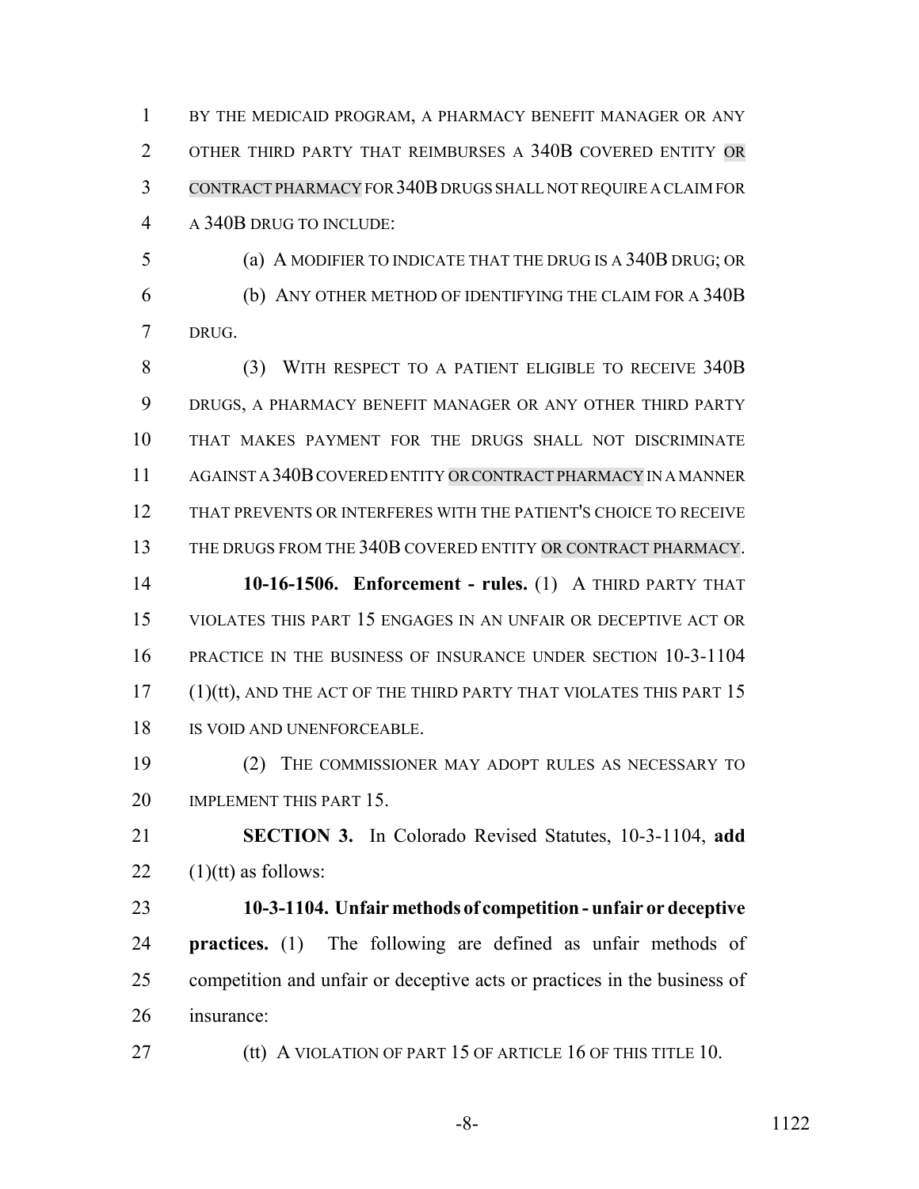BY THE MEDICAID PROGRAM, A PHARMACY BENEFIT MANAGER OR ANY OTHER THIRD PARTY THAT REIMBURSES A 340B COVERED ENTITY OR CONTRACT PHARMACY FOR 340B DRUGS SHALL NOT REQUIRE A CLAIM FOR A 340B DRUG TO INCLUDE:

(a) A MODIFIER TO INDICATE THAT THE DRUG IS A 340B DRUG; OR

(b) ANY OTHER METHOD OF IDENTIFYING THE CLAIM FOR A 340B DRUG.

(3) WITH RESPECT TO A PATIENT ELIGIBLE TO RECEIVE 340B DRUGS, A PHARMACY BENEFIT MANAGER OR ANY OTHER THIRD PARTY THAT MAKES PAYMENT FOR THE DRUGS SHALL NOT DISCRIMINATE AGAINST A 340B COVERED ENTITY OR CONTRACT PHARMACY IN A MANNER THAT PREVENTS OR INTERFERES WITH THE PATIENT'S CHOICE TO RECEIVE THE DRUGS FROM THE 340B COVERED ENTITY OR CONTRACT PHARMACY.

**10-16-1506. Enforcement - rules.** (1) A THIRD PARTY THAT VIOLATES THIS PART 15 ENGAGES IN AN UNFAIR OR DECEPTIVE ACT OR PRACTICE IN THE BUSINESS OF INSURANCE UNDER SECTION 10-3-1104 (1)(tt), AND THE ACT OF THE THIRD PARTY THAT VIOLATES THIS PART 15 IS VOID AND UNENFORCEABLE.

(2) THE COMMISSIONER MAY ADOPT RULES AS NECESSARY TO IMPLEMENT THIS PART 15.

**SECTION 3.** In Colorado Revised Statutes, 10-3-1104, **add** (1)(tt) as follows:

**10-3-1104. Unfair methods of competition - unfair or deceptive practices.** (1) The following are defined as unfair methods of competition and unfair or deceptive acts or practices in the business of insurance:

(tt) A VIOLATION OF PART 15 OF ARTICLE 16 OF THIS TITLE 10.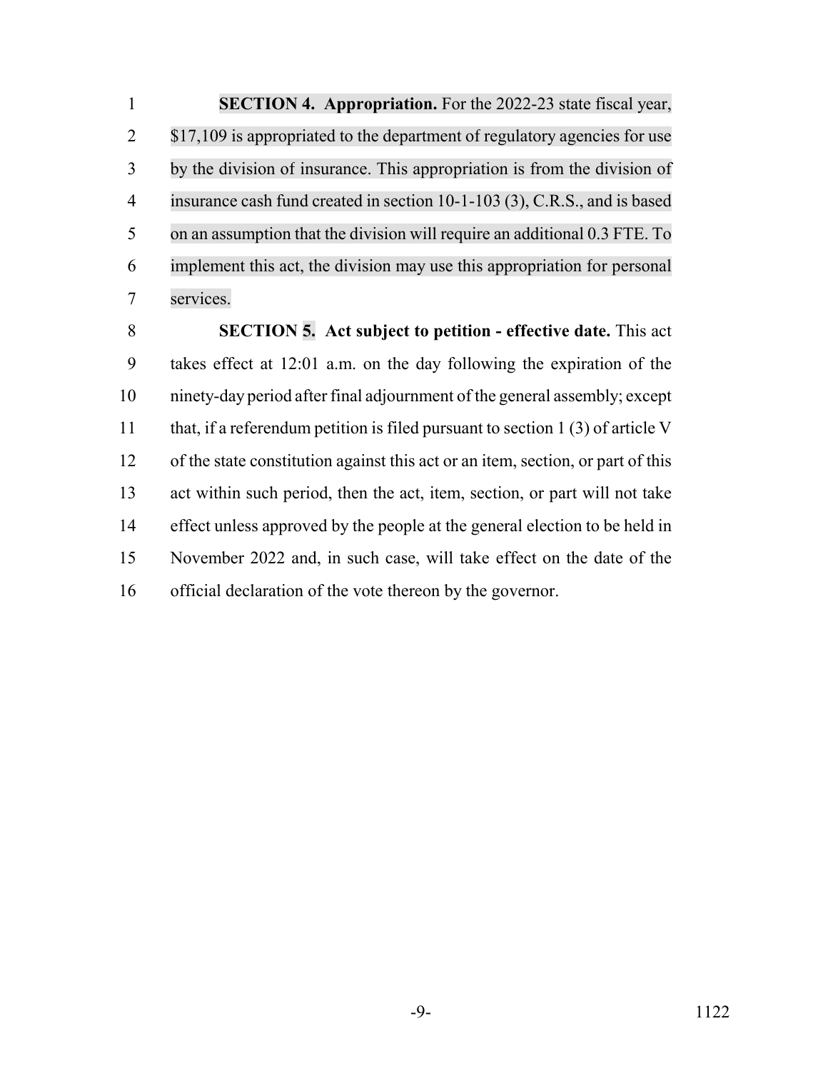**SECTION 4. Appropriation.** For the 2022-23 state fiscal year, $17,109 is appropriated to the department of regulatory agencies for use by the division of insurance. This appropriation is from the division of insurance cash fund created in section 10-1-103 (3), C.R.S., and is based on an assumption that the division will require an additional 0.3 FTE. To implement this act, the division may use this appropriation for personal services.

**SECTION 5. Act subject to petition - effective date.** This act takes effect at 12:01 a.m. on the day following the expiration of the ninety-day period after final adjournment of the general assembly; except that, if a referendum petition is filed pursuant to section 1 (3) of article V of the state constitution against this act or an item, section, or part of this act within such period, then the act, item, section, or part will not take effect unless approved by the people at the general election to be held in November 2022 and, in such case, will take effect on the date of the official declaration of the vote thereon by the governor.